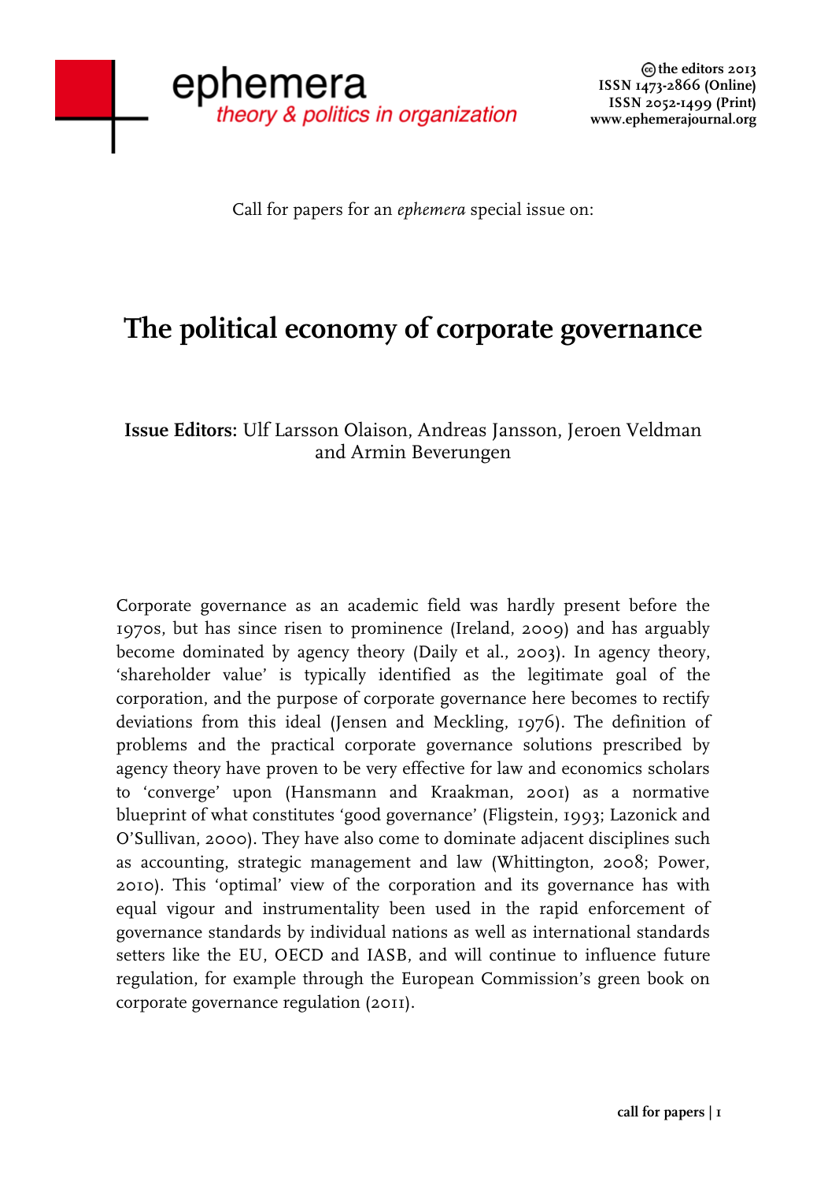Call for papers for an *ephemera* special issue on:

# The political economy of corporate governance

**Issue Editors:** Ulf Larsson Olaison, Andreas Jansson, Jeroen Veldman and Armin Beverungen

Corporate governance as an academic field was hardly present before the 1970s, but has since risen to prominence (Ireland, 2009) and has arguably become dominated by agency theory (Daily et al., 2003). In agency theory, 'shareholder value' is typically identified as the legitimate goal of the corporation, and the purpose of corporate governance here becomes to rectify deviations from this ideal (Jensen and Meckling, 1976). The definition of problems and the practical corporate governance solutions prescribed by agency theory have proven to be very effective for law and economics scholars to 'converge' upon (Hansmann and Kraakman, 2001) as a normative blueprint of what constitutes 'good governance' (Fligstein, 1993; Lazonick and O'Sullivan, 2000). They have also come to dominate adjacent disciplines such as accounting, strategic management and law (Whittington, 2008; Power, 2010). This 'optimal' view of the corporation and its governance has with equal vigour and instrumentality been used in the rapid enforcement of governance standards by individual nations as well as international standards setters like the EU, OECD and IASB, and will continue to influence future regulation, for example through the European Commission's green book on corporate governance regulation (2011).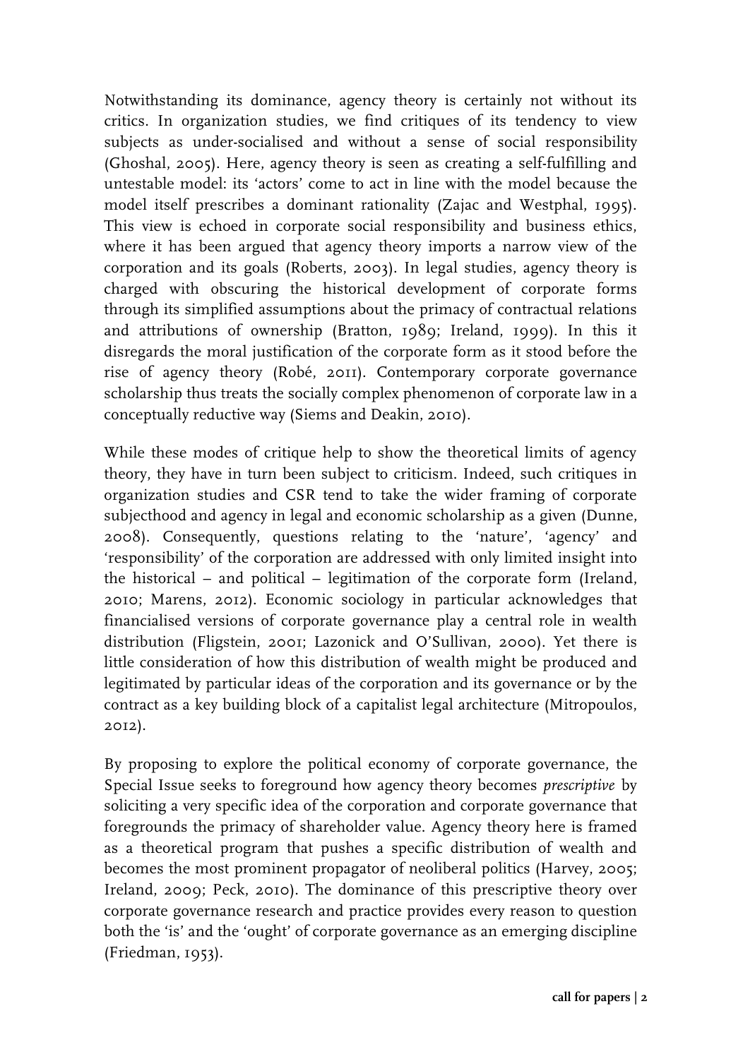Notwithstanding its dominance, agency theory is certainly not without its critics. In organization studies, we find critiques of its tendency to view subjects as under-socialised and without a sense of social responsibility (Ghoshal, 2005). Here, agency theory is seen as creating a self-fulfilling and untestable model: its 'actors' come to act in line with the model because the model itself prescribes a dominant rationality (Zajac and Westphal, 1995). This view is echoed in corporate social responsibility and business ethics, where it has been argued that agency theory imports a narrow view of the corporation and its goals (Roberts, 2003). In legal studies, agency theory is charged with obscuring the historical development of corporate forms through its simplified assumptions about the primacy of contractual relations and attributions of ownership (Bratton, 1989; Ireland, 1999). In this it disregards the moral justification of the corporate form as it stood before the rise of agency theory (Robé, 2011). Contemporary corporate governance scholarship thus treats the socially complex phenomenon of corporate law in a conceptually reductive way (Siems and Deakin, 2010).

While these modes of critique help to show the theoretical limits of agency theory, they have in turn been subject to criticism. Indeed, such critiques in organization studies and CSR tend to take the wider framing of corporate subjecthood and agency in legal and economic scholarship as a given (Dunne, 2008). Consequently, questions relating to the 'nature', 'agency' and 'responsibility' of the corporation are addressed with only limited insight into the historical – and political – legitimation of the corporate form (Ireland, 2010; Marens, 2012). Economic sociology in particular acknowledges that financialised versions of corporate governance play a central role in wealth distribution (Fligstein, 2001; Lazonick and O'Sullivan, 2000). Yet there is little consideration of how this distribution of wealth might be produced and legitimated by particular ideas of the corporation and its governance or by the contract as a key building block of a capitalist legal architecture (Mitropoulos, 2012).

By proposing to explore the political economy of corporate governance, the Special Issue seeks to foreground how agency theory becomes *prescriptive* by soliciting a very specific idea of the corporation and corporate governance that foregrounds the primacy of shareholder value. Agency theory here is framed as a theoretical program that pushes a specific distribution of wealth and becomes the most prominent propagator of neoliberal politics (Harvey, 2005; Ireland, 2009; Peck, 2010). The dominance of this prescriptive theory over corporate governance research and practice provides every reason to question both the 'is' and the 'ought' of corporate governance as an emerging discipline (Friedman, 1953).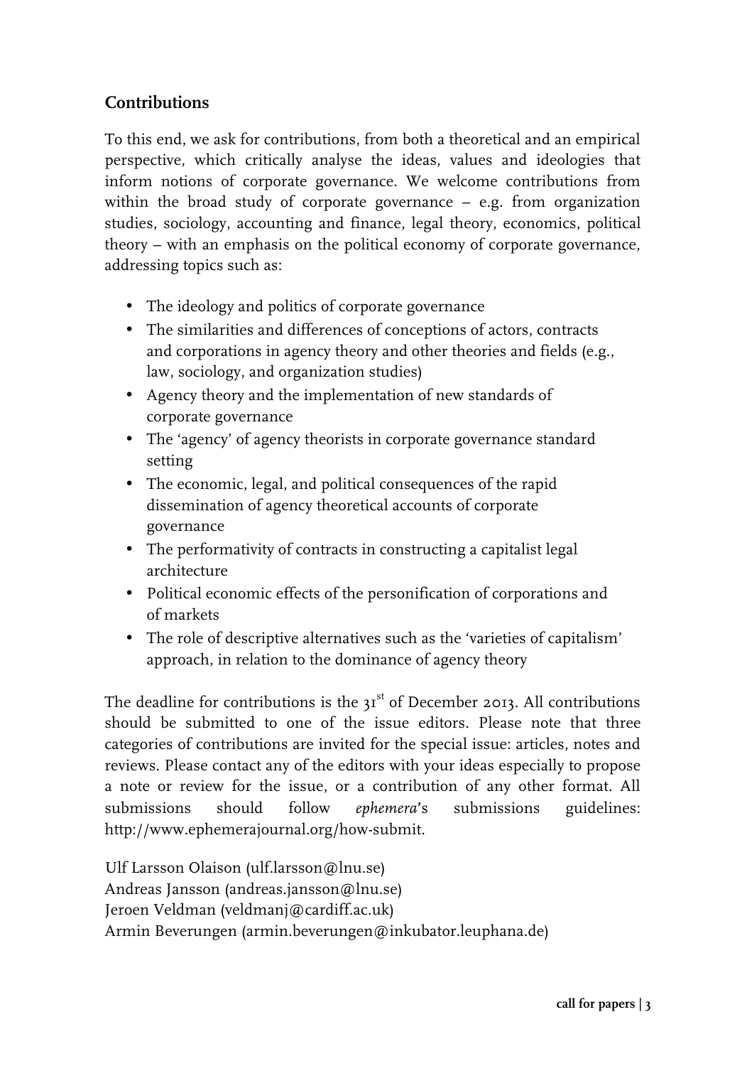## Contributions

To this end, we ask for contributions, from both a theoretical and an empirical perspective, which critically analyse the ideas, values and ideologies that inform notions of corporate governance. We welcome contributions from within the broad study of corporate governance – e.g. from organization studies, sociology, accounting and finance, legal theory, economics, political theory – with an emphasis on the political economy of corporate governance, addressing topics such as:

- The ideology and politics of corporate governance
- The similarities and differences of conceptions of actors, contracts and corporations in agency theory and other theories and fields (e.g., law, sociology, and organization studies)
- Agency theory and the implementation of new standards of corporate governance
- The 'agency' of agency theorists in corporate governance standard setting
- The economic, legal, and political consequences of the rapid dissemination of agency theoretical accounts of corporate governance
- The performativity of contracts in constructing a capitalist legal architecture
- Political economic effects of the personification of corporations and of markets
- The role of descriptive alternatives such as the 'varieties of capitalism' approach, in relation to the dominance of agency theory

The deadline for contributions is the 31st of December 2013. All contributions should be submitted to one of the issue editors. Please note that three categories of contributions are invited for the special issue: articles, notes and reviews. Please contact any of the editors with your ideas especially to propose a note or review for the issue, or a contribution of any other format. All submissions should follow *ephemera*'s submissions guidelines: http://www.ephemerajournal.org/how-submit.

Ulf Larsson Olaison (ulf.larsson@lnu.se)
Andreas Jansson (andreas.jansson@lnu.se)
Jeroen Veldman (veldmanj@cardiff.ac.uk)
Armin Beverungen (armin.beverungen@inkubator.leuphana.de)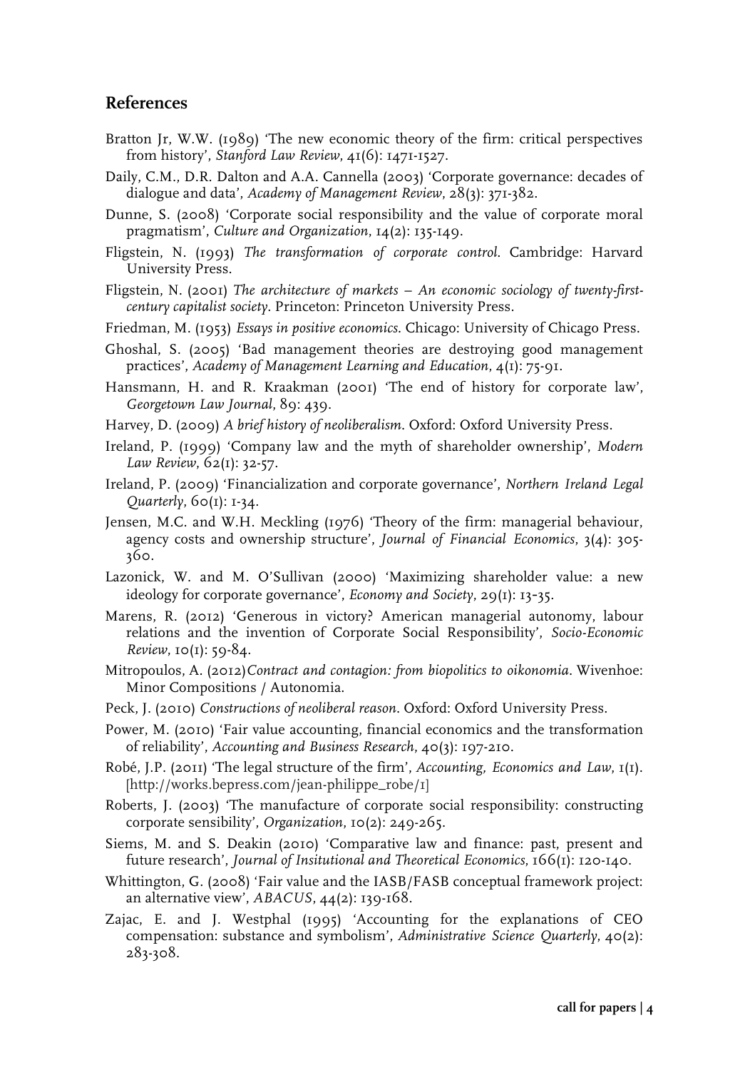## References

Bratton Jr, W.W. (1989) 'The new economic theory of the firm: critical perspectives from history', *Stanford Law Review*, 41(6): 1471-1527.

Daily, C.M., D.R. Dalton and A.A. Cannella (2003) 'Corporate governance: decades of dialogue and data', *Academy of Management Review*, 28(3): 371-382.

Dunne, S. (2008) 'Corporate social responsibility and the value of corporate moral pragmatism', *Culture and Organization*, 14(2): 135-149.

Fligstein, N. (1993) *The transformation of corporate control*. Cambridge: Harvard University Press.

Fligstein, N. (2001) *The architecture of markets – An economic sociology of twenty-first-century capitalist society*. Princeton: Princeton University Press.

Friedman, M. (1953) *Essays in positive economics*. Chicago: University of Chicago Press.

Ghoshal, S. (2005) 'Bad management theories are destroying good management practices', *Academy of Management Learning and Education*, 4(1): 75-91.

Hansmann, H. and R. Kraakman (2001) 'The end of history for corporate law', *Georgetown Law Journal*, 89: 439.

Harvey, D. (2009) *A brief history of neoliberalism*. Oxford: Oxford University Press.

Ireland, P. (1999) 'Company law and the myth of shareholder ownership', *Modern Law Review*, 62(1): 32-57.

Ireland, P. (2009) 'Financialization and corporate governance', *Northern Ireland Legal Quarterly*, 60(1): 1-34.

Jensen, M.C. and W.H. Meckling (1976) 'Theory of the firm: managerial behaviour, agency costs and ownership structure', *Journal of Financial Economics*, 3(4): 305-360.

Lazonick, W. and M. O'Sullivan (2000) 'Maximizing shareholder value: a new ideology for corporate governance', *Economy and Society*, 29(1): 13-35.

Marens, R. (2012) 'Generous in victory? American managerial autonomy, labour relations and the invention of Corporate Social Responsibility', *Socio-Economic Review*, 10(1): 59-84.

Mitropoulos, A. (2012)*Contract and contagion: from biopolitics to oikonomia*. Wivenhoe: Minor Compositions / Autonomia.

Peck, J. (2010) *Constructions of neoliberal reason*. Oxford: Oxford University Press.

Power, M. (2010) 'Fair value accounting, financial economics and the transformation of reliability', *Accounting and Business Research*, 40(3): 197-210.

Robé, J.P. (2011) 'The legal structure of the firm', *Accounting, Economics and Law*, 1(1). [http://works.bepress.com/jean-philippe_robe/1]

Roberts, J. (2003) 'The manufacture of corporate social responsibility: constructing corporate sensibility', *Organization*, 10(2): 249-265.

Siems, M. and S. Deakin (2010) 'Comparative law and finance: past, present and future research', *Journal of Insitutional and Theoretical Economics*, 166(1): 120-140.

Whittington, G. (2008) 'Fair value and the IASB/FASB conceptual framework project: an alternative view', *ABACUS*, 44(2): 139-168.

Zajac, E. and J. Westphal (1995) 'Accounting for the explanations of CEO compensation: substance and symbolism', *Administrative Science Quarterly*, 40(2): 283-308.